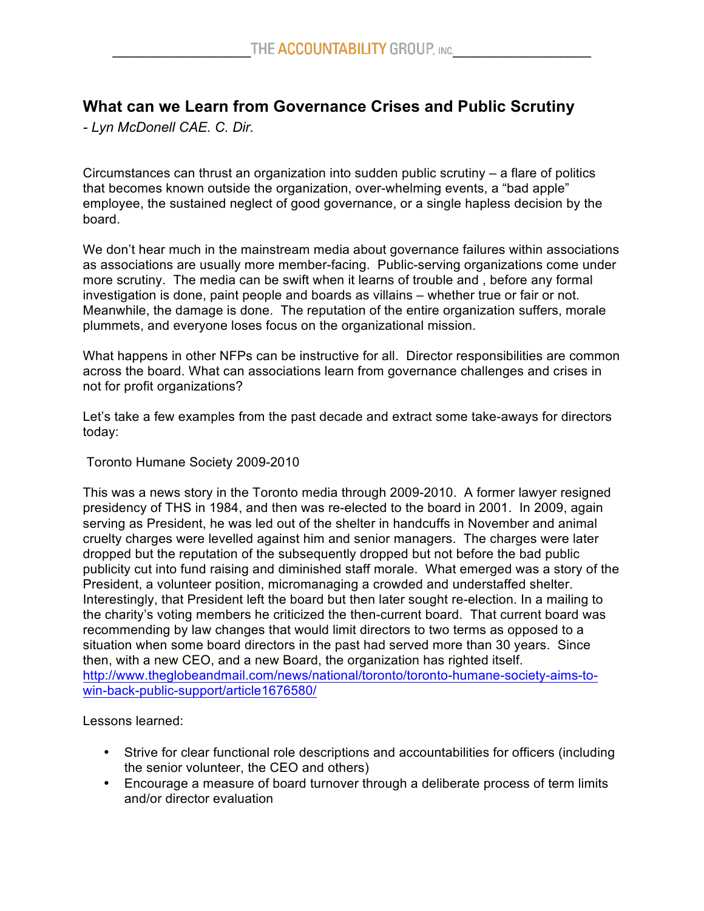# What can we Learn from Governance Crises and Public Scrutiny

*- Lyn McDonell CAE. C. Dir.*

Circumstances can thrust an organization into sudden public scrutiny – a flare of politics that becomes known outside the organization, over-whelming events, a "bad apple" employee, the sustained neglect of good governance, or a single hapless decision by the board.

We don't hear much in the mainstream media about governance failures within associations as associations are usually more member-facing. Public-serving organizations come under more scrutiny. The media can be swift when it learns of trouble and , before any formal investigation is done, paint people and boards as villains – whether true or fair or not. Meanwhile, the damage is done. The reputation of the entire organization suffers, morale plummets, and everyone loses focus on the organizational mission.

What happens in other NFPs can be instructive for all. Director responsibilities are common across the board. What can associations learn from governance challenges and crises in not for profit organizations?

Let's take a few examples from the past decade and extract some take-aways for directors today:

Toronto Humane Society 2009-2010

This was a news story in the Toronto media through 2009-2010. A former lawyer resigned presidency of THS in 1984, and then was re-elected to the board in 2001. In 2009, again serving as President, he was led out of the shelter in handcuffs in November and animal cruelty charges were levelled against him and senior managers. The charges were later dropped but the reputation of the subsequently dropped but not before the bad public publicity cut into fund raising and diminished staff morale. What emerged was a story of the President, a volunteer position, micromanaging a crowded and understaffed shelter. Interestingly, that President left the board but then later sought re-election. In a mailing to the charity's voting members he criticized the then-current board. That current board was recommending by law changes that would limit directors to two terms as opposed to a situation when some board directors in the past had served more than 30 years. Since then, with a new CEO, and a new Board, the organization has righted itself. http://www.theglobeandmail.com/news/national/toronto/toronto-humane-society-aims-to-win-back-public-support/article1676580/

Lessons learned:

- Strive for clear functional role descriptions and accountabilities for officers (including the senior volunteer, the CEO and others)
- Encourage a measure of board turnover through a deliberate process of term limits and/or director evaluation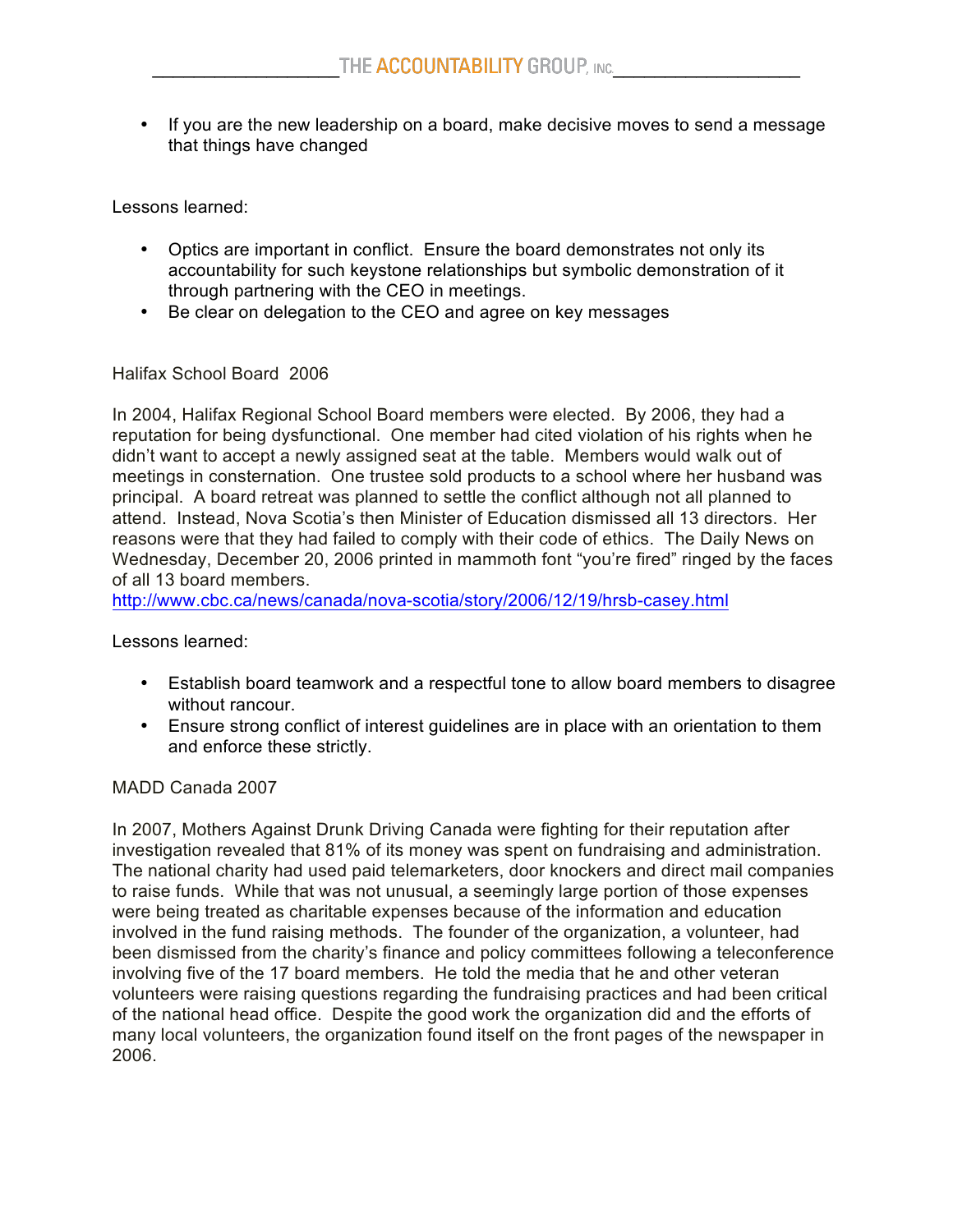- If you are the new leadership on a board, make decisive moves to send a message that things have changed

Lessons learned:

- Optics are important in conflict. Ensure the board demonstrates not only its accountability for such keystone relationships but symbolic demonstration of it through partnering with the CEO in meetings.
- Be clear on delegation to the CEO and agree on key messages

Halifax School Board 2006

In 2004, Halifax Regional School Board members were elected. By 2006, they had a reputation for being dysfunctional. One member had cited violation of his rights when he didn't want to accept a newly assigned seat at the table. Members would walk out of meetings in consternation. One trustee sold products to a school where her husband was principal. A board retreat was planned to settle the conflict although not all planned to attend. Instead, Nova Scotia's then Minister of Education dismissed all 13 directors. Her reasons were that they had failed to comply with their code of ethics. The Daily News on Wednesday, December 20, 2006 printed in mammoth font "you're fired" ringed by the faces of all 13 board members.
http://www.cbc.ca/news/canada/nova-scotia/story/2006/12/19/hrsb-casey.html

Lessons learned:

- Establish board teamwork and a respectful tone to allow board members to disagree without rancour.
- Ensure strong conflict of interest guidelines are in place with an orientation to them and enforce these strictly.

MADD Canada 2007

In 2007, Mothers Against Drunk Driving Canada were fighting for their reputation after investigation revealed that 81% of its money was spent on fundraising and administration. The national charity had used paid telemarketers, door knockers and direct mail companies to raise funds. While that was not unusual, a seemingly large portion of those expenses were being treated as charitable expenses because of the information and education involved in the fund raising methods. The founder of the organization, a volunteer, had been dismissed from the charity's finance and policy committees following a teleconference involving five of the 17 board members. He told the media that he and other veteran volunteers were raising questions regarding the fundraising practices and had been critical of the national head office. Despite the good work the organization did and the efforts of many local volunteers, the organization found itself on the front pages of the newspaper in 2006.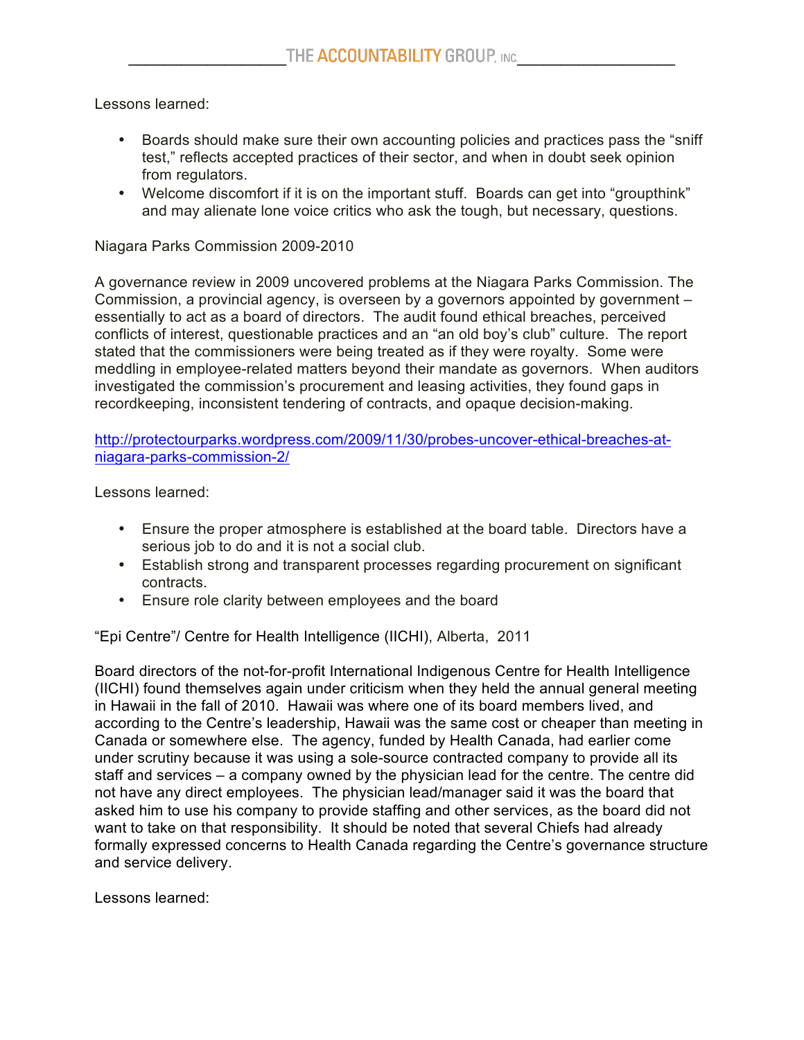Lessons learned:

- Boards should make sure their own accounting policies and practices pass the "sniff test," reflects accepted practices of their sector, and when in doubt seek opinion from regulators.
- Welcome discomfort if it is on the important stuff. Boards can get into "groupthink" and may alienate lone voice critics who ask the tough, but necessary, questions.

Niagara Parks Commission 2009-2010

A governance review in 2009 uncovered problems at the Niagara Parks Commission. The Commission, a provincial agency, is overseen by a governors appointed by government – essentially to act as a board of directors. The audit found ethical breaches, perceived conflicts of interest, questionable practices and an "an old boy's club" culture. The report stated that the commissioners were being treated as if they were royalty. Some were meddling in employee-related matters beyond their mandate as governors. When auditors investigated the commission's procurement and leasing activities, they found gaps in recordkeeping, inconsistent tendering of contracts, and opaque decision-making.

[http://protectourparks.wordpress.com/2009/11/30/probes-uncover-ethical-breaches-at-niagara-parks-commission-2/](http://protectourparks.wordpress.com/2009/11/30/probes-uncover-ethical-breaches-at-niagara-parks-commission-2/)

Lessons learned:

- Ensure the proper atmosphere is established at the board table. Directors have a serious job to do and it is not a social club.
- Establish strong and transparent processes regarding procurement on significant contracts.
- Ensure role clarity between employees and the board

"Epi Centre"/ Centre for Health Intelligence (IICHI), Alberta, 2011

Board directors of the not-for-profit International Indigenous Centre for Health Intelligence (IICHI) found themselves again under criticism when they held the annual general meeting in Hawaii in the fall of 2010. Hawaii was where one of its board members lived, and according to the Centre's leadership, Hawaii was the same cost or cheaper than meeting in Canada or somewhere else. The agency, funded by Health Canada, had earlier come under scrutiny because it was using a sole-source contracted company to provide all its staff and services – a company owned by the physician lead for the centre. The centre did not have any direct employees. The physician lead/manager said it was the board that asked him to use his company to provide staffing and other services, as the board did not want to take on that responsibility. It should be noted that several Chiefs had already formally expressed concerns to Health Canada regarding the Centre's governance structure and service delivery.

Lessons learned: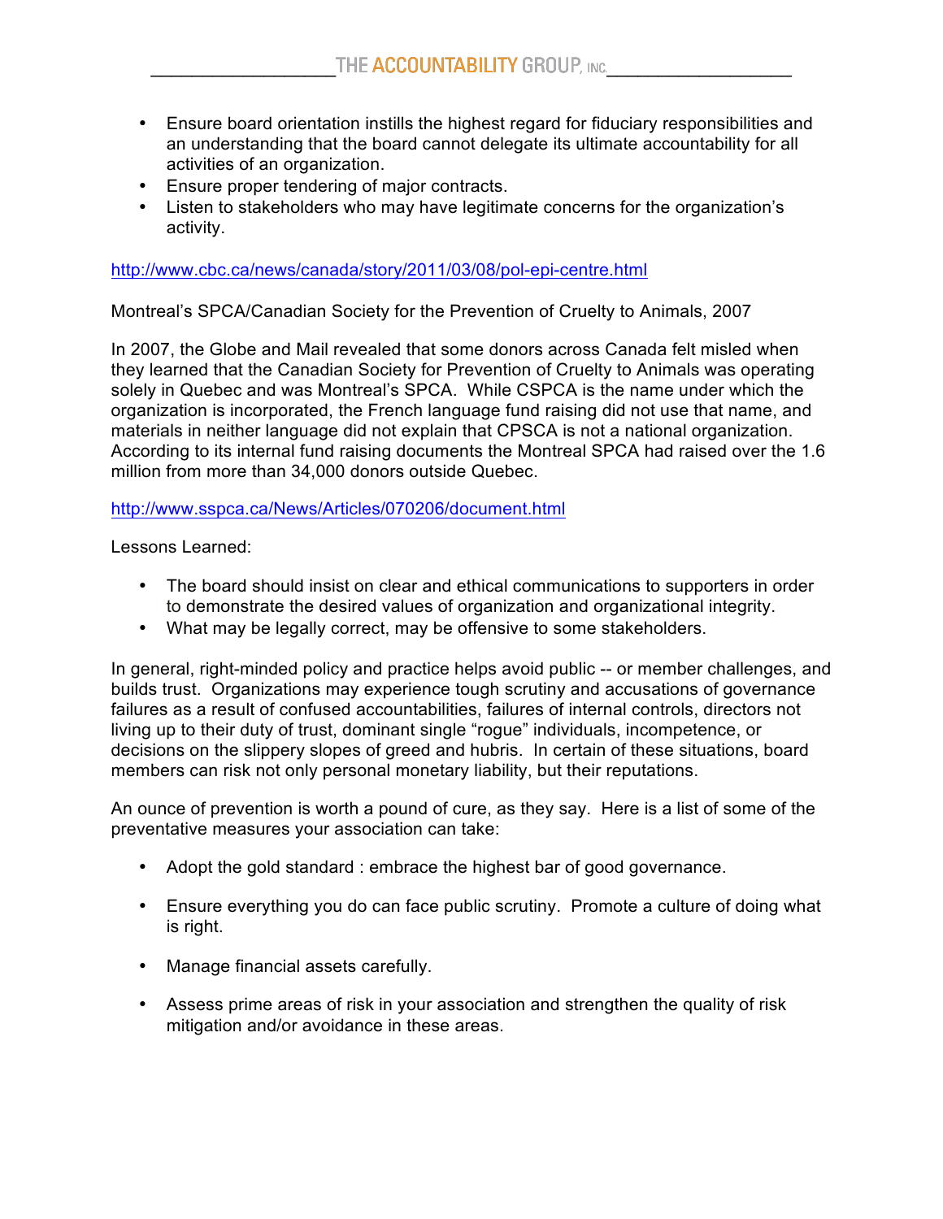- Ensure board orientation instills the highest regard for fiduciary responsibilities and an understanding that the board cannot delegate its ultimate accountability for all activities of an organization.
- Ensure proper tendering of major contracts.
- Listen to stakeholders who may have legitimate concerns for the organization's activity.

http://www.cbc.ca/news/canada/story/2011/03/08/pol-epi-centre.html

Montreal's SPCA/Canadian Society for the Prevention of Cruelty to Animals, 2007

In 2007, the Globe and Mail revealed that some donors across Canada felt misled when they learned that the Canadian Society for Prevention of Cruelty to Animals was operating solely in Quebec and was Montreal's SPCA. While CSPCA is the name under which the organization is incorporated, the French language fund raising did not use that name, and materials in neither language did not explain that CPSCA is not a national organization. According to its internal fund raising documents the Montreal SPCA had raised over the 1.6 million from more than 34,000 donors outside Quebec.

http://www.sspca.ca/News/Articles/070206/document.html

Lessons Learned:

- The board should insist on clear and ethical communications to supporters in order to demonstrate the desired values of organization and organizational integrity.
- What may be legally correct, may be offensive to some stakeholders.

In general, right-minded policy and practice helps avoid public -- or member challenges, and builds trust. Organizations may experience tough scrutiny and accusations of governance failures as a result of confused accountabilities, failures of internal controls, directors not living up to their duty of trust, dominant single "rogue" individuals, incompetence, or decisions on the slippery slopes of greed and hubris. In certain of these situations, board members can risk not only personal monetary liability, but their reputations.

An ounce of prevention is worth a pound of cure, as they say. Here is a list of some of the preventative measures your association can take:

- Adopt the gold standard : embrace the highest bar of good governance.

- Ensure everything you do can face public scrutiny. Promote a culture of doing what is right.

- Manage financial assets carefully.

- Assess prime areas of risk in your association and strengthen the quality of risk mitigation and/or avoidance in these areas.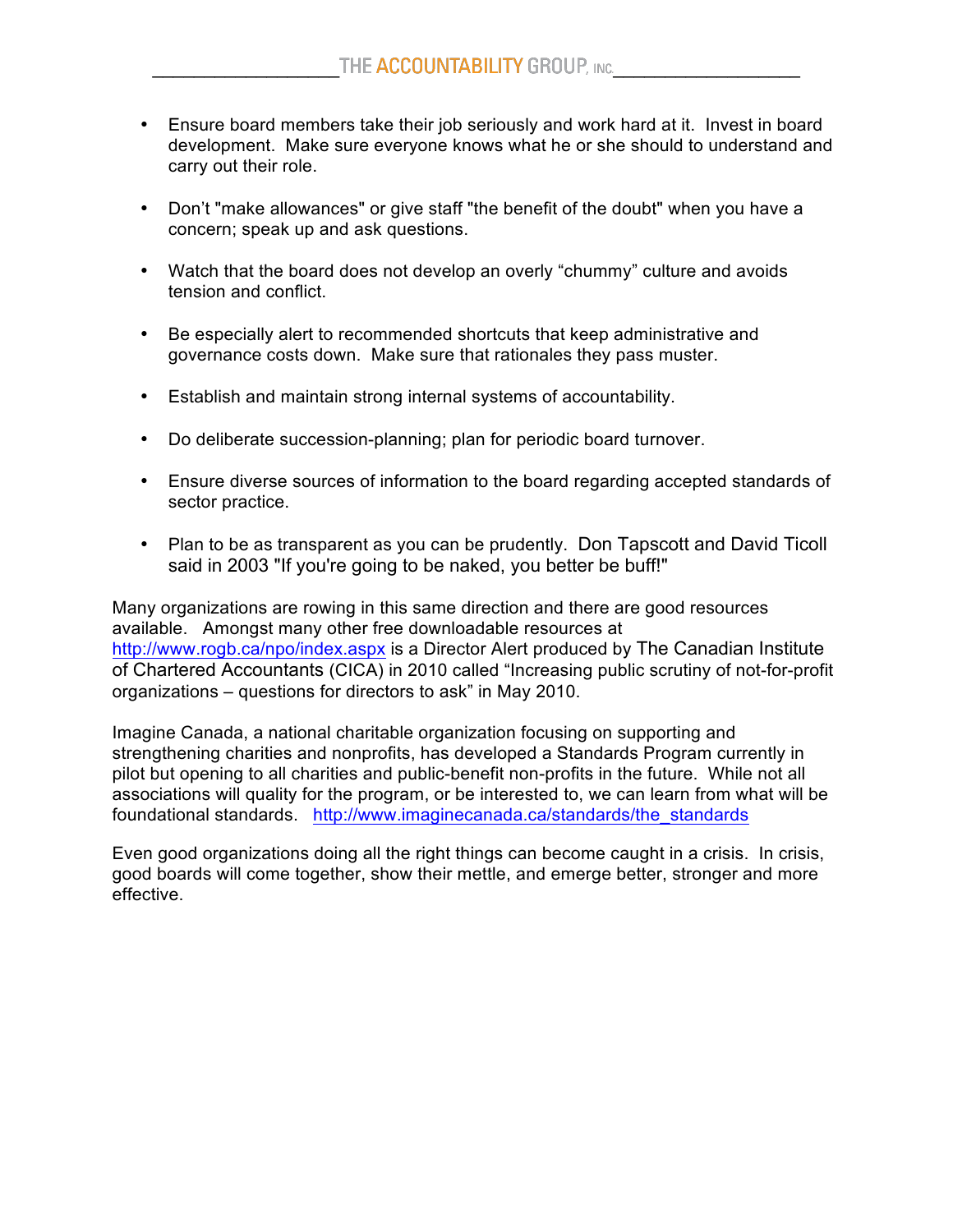- Ensure board members take their job seriously and work hard at it. Invest in board development. Make sure everyone knows what he or she should to understand and carry out their role.

- Don't "make allowances" or give staff "the benefit of the doubt" when you have a concern; speak up and ask questions.

- Watch that the board does not develop an overly "chummy" culture and avoids tension and conflict.

- Be especially alert to recommended shortcuts that keep administrative and governance costs down. Make sure that rationales they pass muster.

- Establish and maintain strong internal systems of accountability.

- Do deliberate succession-planning; plan for periodic board turnover.

- Ensure diverse sources of information to the board regarding accepted standards of sector practice.

- Plan to be as transparent as you can be prudently. Don Tapscott and David Ticoll said in 2003 "If you're going to be naked, you better be buff!"

Many organizations are rowing in this same direction and there are good resources available. Amongst many other free downloadable resources at http://www.rogb.ca/npo/index.aspx is a Director Alert produced by The Canadian Institute of Chartered Accountants (CICA) in 2010 called "Increasing public scrutiny of not-for-profit organizations – questions for directors to ask" in May 2010.

Imagine Canada, a national charitable organization focusing on supporting and strengthening charities and nonprofits, has developed a Standards Program currently in pilot but opening to all charities and public-benefit non-profits in the future. While not all associations will quality for the program, or be interested to, we can learn from what will be foundational standards. http://www.imaginecanada.ca/standards/the_standards

Even good organizations doing all the right things can become caught in a crisis. In crisis, good boards will come together, show their mettle, and emerge better, stronger and more effective.